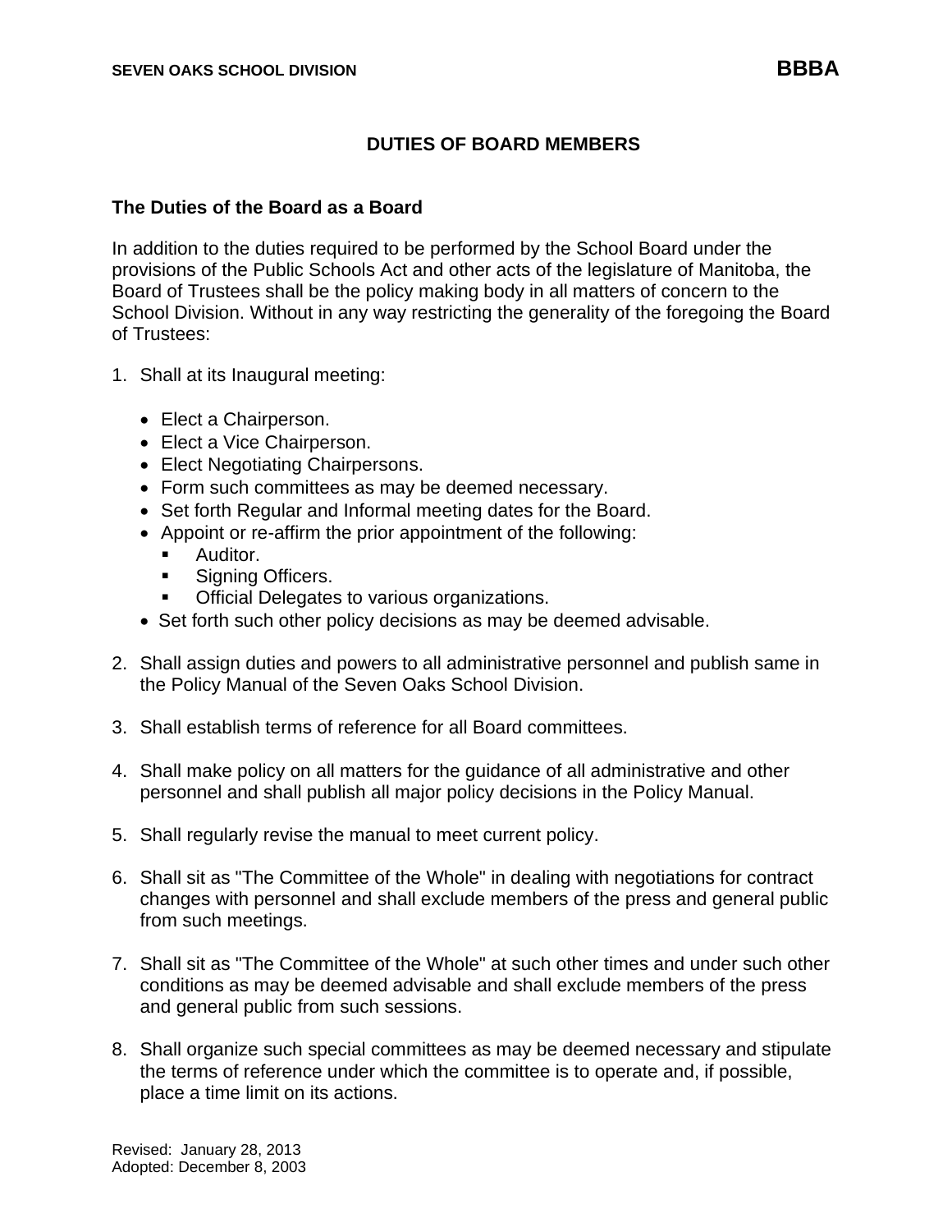# DUTIES OF BOARD MEMBERS

## The Duties of the Board as a Board

In addition to the duties required to be performed by the School Board under the provisions of the Public Schools Act and other acts of the legislature of Manitoba, the Board of Trustees shall be the policy making body in all matters of concern to the School Division. Without in any way restricting the generality of the foregoing the Board of Trustees:

1. Shall at its Inaugural meeting:
   - Elect a Chairperson.
   - Elect a Vice Chairperson.
   - Elect Negotiating Chairpersons.
   - Form such committees as may be deemed necessary.
   - Set forth Regular and Informal meeting dates for the Board.
   - Appoint or re-affirm the prior appointment of the following:
     - Auditor.
     - Signing Officers.
     - Official Delegates to various organizations.
   - Set forth such other policy decisions as may be deemed advisable.

2. Shall assign duties and powers to all administrative personnel and publish same in the Policy Manual of the Seven Oaks School Division.

3. Shall establish terms of reference for all Board committees.

4. Shall make policy on all matters for the guidance of all administrative and other personnel and shall publish all major policy decisions in the Policy Manual.

5. Shall regularly revise the manual to meet current policy.

6. Shall sit as "The Committee of the Whole" in dealing with negotiations for contract changes with personnel and shall exclude members of the press and general public from such meetings.

7. Shall sit as "The Committee of the Whole" at such other times and under such other conditions as may be deemed advisable and shall exclude members of the press and general public from such sessions.

8. Shall organize such special committees as may be deemed necessary and stipulate the terms of reference under which the committee is to operate and, if possible, place a time limit on its actions.

Revised: January 28, 2013
Adopted: December 8, 2003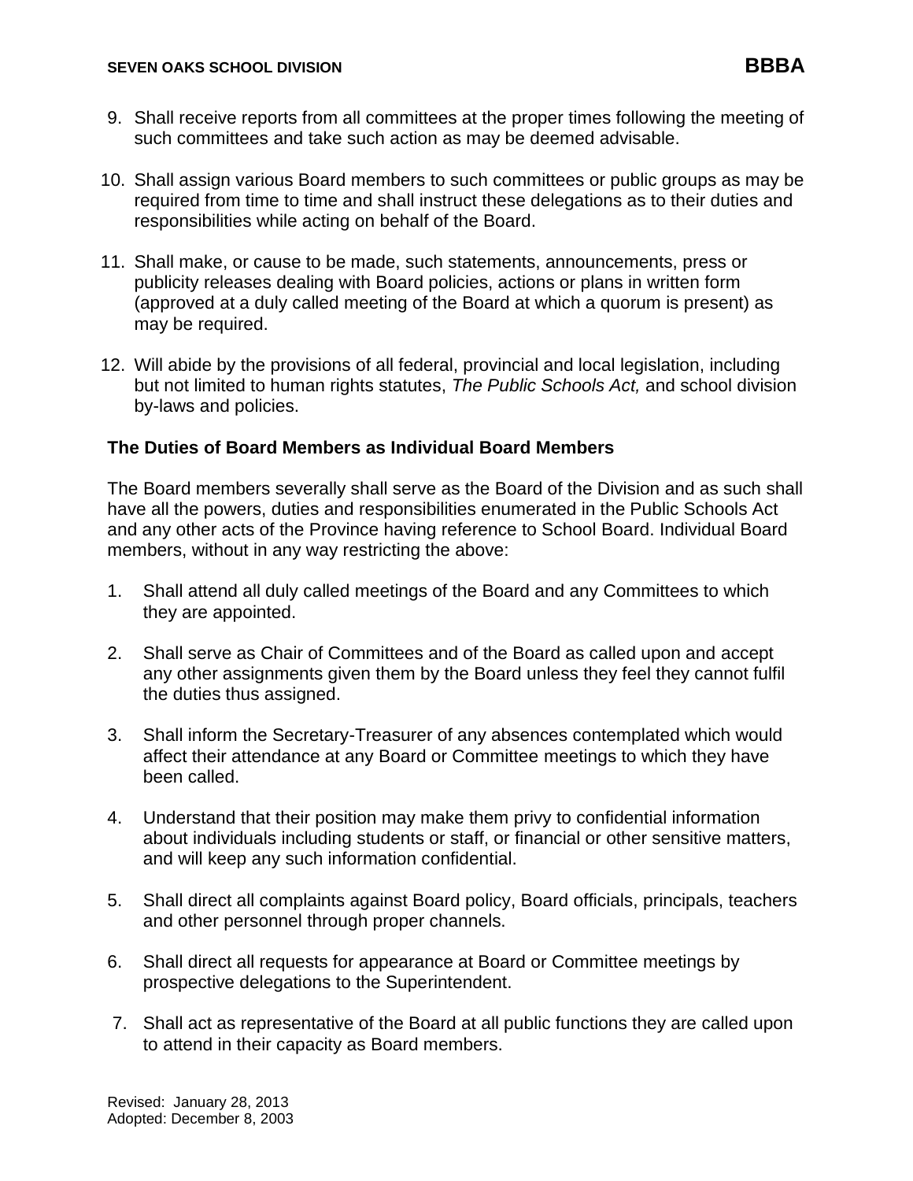9. Shall receive reports from all committees at the proper times following the meeting of such committees and take such action as may be deemed advisable.

10. Shall assign various Board members to such committees or public groups as may be required from time to time and shall instruct these delegations as to their duties and responsibilities while acting on behalf of the Board.

11. Shall make, or cause to be made, such statements, announcements, press or publicity releases dealing with Board policies, actions or plans in written form (approved at a duly called meeting of the Board at which a quorum is present) as may be required.

12. Will abide by the provisions of all federal, provincial and local legislation, including but not limited to human rights statutes, *The Public Schools Act,* and school division by-laws and policies.

**The Duties of Board Members as Individual Board Members**

The Board members severally shall serve as the Board of the Division and as such shall have all the powers, duties and responsibilities enumerated in the Public Schools Act and any other acts of the Province having reference to School Board. Individual Board members, without in any way restricting the above:

1. Shall attend all duly called meetings of the Board and any Committees to which they are appointed.

2. Shall serve as Chair of Committees and of the Board as called upon and accept any other assignments given them by the Board unless they feel they cannot fulfil the duties thus assigned.

3. Shall inform the Secretary-Treasurer of any absences contemplated which would affect their attendance at any Board or Committee meetings to which they have been called.

4. Understand that their position may make them privy to confidential information about individuals including students or staff, or financial or other sensitive matters, and will keep any such information confidential.

5. Shall direct all complaints against Board policy, Board officials, principals, teachers and other personnel through proper channels.

6. Shall direct all requests for appearance at Board or Committee meetings by prospective delegations to the Superintendent.

7. Shall act as representative of the Board at all public functions they are called upon to attend in their capacity as Board members.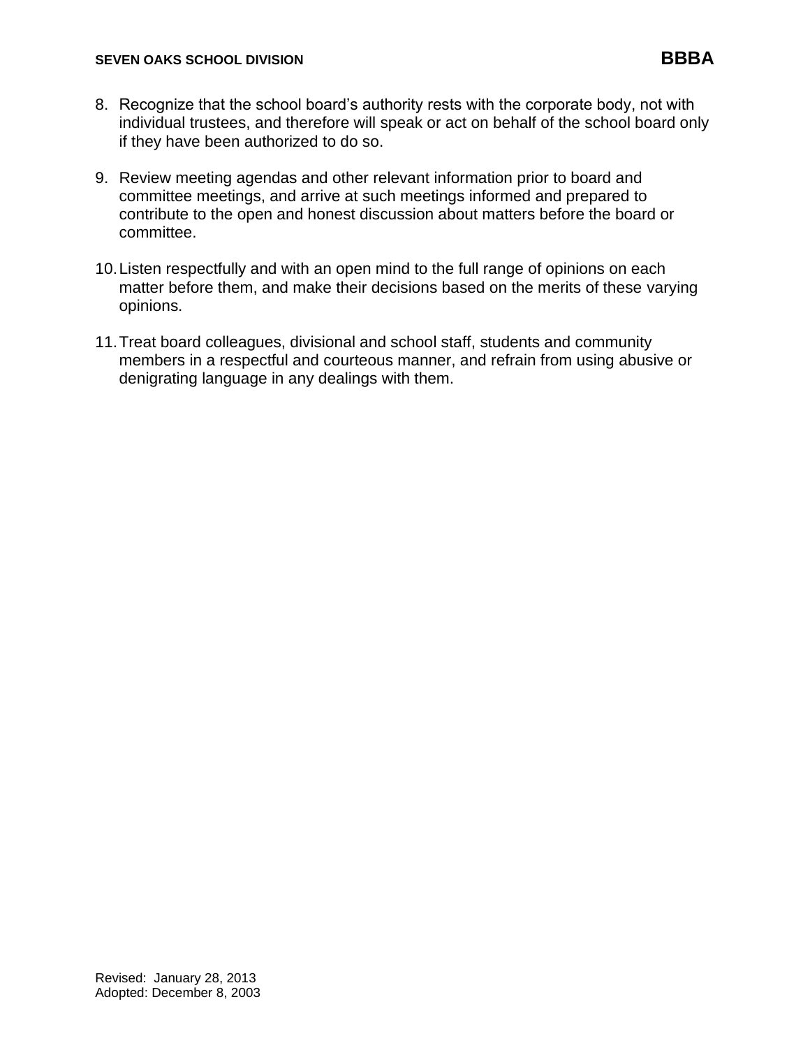8. Recognize that the school board's authority rests with the corporate body, not with individual trustees, and therefore will speak or act on behalf of the school board only if they have been authorized to do so.

9. Review meeting agendas and other relevant information prior to board and committee meetings, and arrive at such meetings informed and prepared to contribute to the open and honest discussion about matters before the board or committee.

10. Listen respectfully and with an open mind to the full range of opinions on each matter before them, and make their decisions based on the merits of these varying opinions.

11. Treat board colleagues, divisional and school staff, students and community members in a respectful and courteous manner, and refrain from using abusive or denigrating language in any dealings with them.

Revised: January 28, 2013
Adopted: December 8, 2003